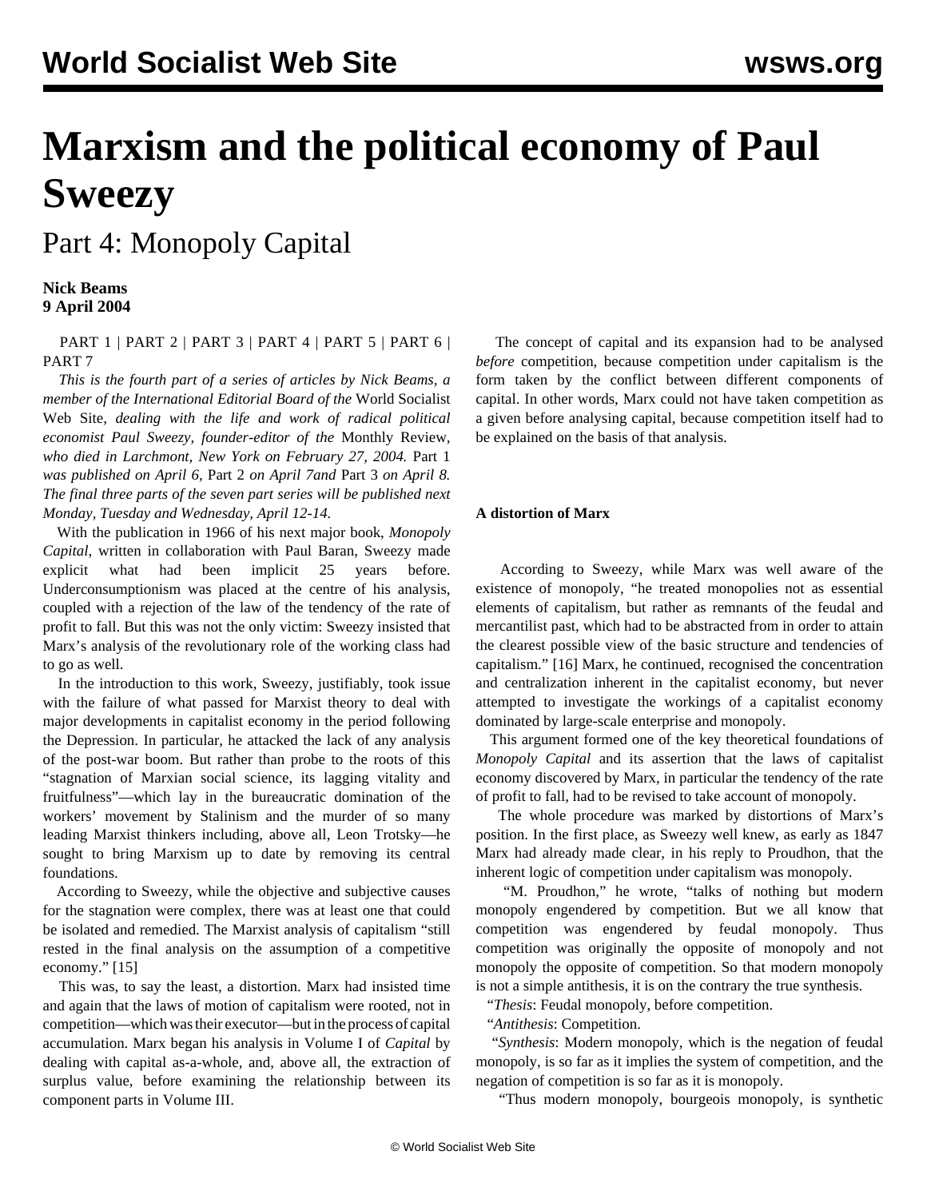# Marxism and the political economy of Paul Sweezy

## Part 4: Monopoly Capital

**Nick Beams**
**9 April 2004**

PART 1 | PART 2 | PART 3 | PART 4 | PART 5 | PART 6 | PART 7

*This is the fourth part of a series of articles by Nick Beams, a member of the International Editorial Board of the* World Socialist Web Site*, dealing with the life and work of radical political economist Paul Sweezy, founder-editor of the* Monthly Review*, who died in Larchmont, New York on February 27, 2004.* Part 1 *was published on April 6,* Part 2 *on April 7and* Part 3 *on April 8. The final three parts of the seven part series will be published next Monday, Tuesday and Wednesday, April 12-14.*

With the publication in 1966 of his next major book, *Monopoly Capital*, written in collaboration with Paul Baran, Sweezy made explicit what had been implicit 25 years before. Underconsumptionism was placed at the centre of his analysis, coupled with a rejection of the law of the tendency of the rate of profit to fall. But this was not the only victim: Sweezy insisted that Marx's analysis of the revolutionary role of the working class had to go as well.

In the introduction to this work, Sweezy, justifiably, took issue with the failure of what passed for Marxist theory to deal with major developments in capitalist economy in the period following the Depression. In particular, he attacked the lack of any analysis of the post-war boom. But rather than probe to the roots of this "stagnation of Marxian social science, its lagging vitality and fruitfulness"—which lay in the bureaucratic domination of the workers' movement by Stalinism and the murder of so many leading Marxist thinkers including, above all, Leon Trotsky—he sought to bring Marxism up to date by removing its central foundations.

According to Sweezy, while the objective and subjective causes for the stagnation were complex, there was at least one that could be isolated and remedied. The Marxist analysis of capitalism "still rested in the final analysis on the assumption of a competitive economy." [15]

This was, to say the least, a distortion. Marx had insisted time and again that the laws of motion of capitalism were rooted, not in competition—which was their executor—but in the process of capital accumulation. Marx began his analysis in Volume I of *Capital* by dealing with capital as-a-whole, and, above all, the extraction of surplus value, before examining the relationship between its component parts in Volume III.

The concept of capital and its expansion had to be analysed *before* competition, because competition under capitalism is the form taken by the conflict between different components of capital. In other words, Marx could not have taken competition as a given before analysing capital, because competition itself had to be explained on the basis of that analysis.

#### A distortion of Marx

According to Sweezy, while Marx was well aware of the existence of monopoly, "he treated monopolies not as essential elements of capitalism, but rather as remnants of the feudal and mercantilist past, which had to be abstracted from in order to attain the clearest possible view of the basic structure and tendencies of capitalism." [16] Marx, he continued, recognised the concentration and centralization inherent in the capitalist economy, but never attempted to investigate the workings of a capitalist economy dominated by large-scale enterprise and monopoly.

This argument formed one of the key theoretical foundations of *Monopoly Capital* and its assertion that the laws of capitalist economy discovered by Marx, in particular the tendency of the rate of profit to fall, had to be revised to take account of monopoly.

The whole procedure was marked by distortions of Marx's position. In the first place, as Sweezy well knew, as early as 1847 Marx had already made clear, in his reply to Proudhon, that the inherent logic of competition under capitalism was monopoly.

"M. Proudhon," he wrote, "talks of nothing but modern monopoly engendered by competition. But we all know that competition was engendered by feudal monopoly. Thus competition was originally the opposite of monopoly and not monopoly the opposite of competition. So that modern monopoly is not a simple antithesis, it is on the contrary the true synthesis.

"*Thesis*: Feudal monopoly, before competition.

"*Antithesis*: Competition.

"*Synthesis*: Modern monopoly, which is the negation of feudal monopoly, is so far as it implies the system of competition, and the negation of competition is so far as it is monopoly.

"Thus modern monopoly, bourgeois monopoly, is synthetic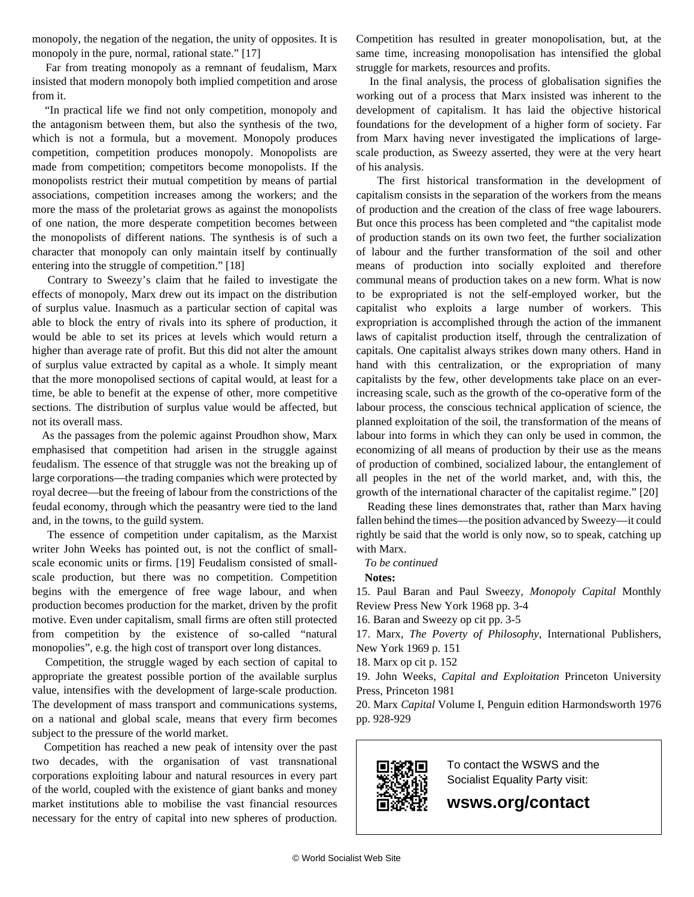monopoly, the negation of the negation, the unity of opposites. It is monopoly in the pure, normal, rational state." [17]

Far from treating monopoly as a remnant of feudalism, Marx insisted that modern monopoly both implied competition and arose from it.

"In practical life we find not only competition, monopoly and the antagonism between them, but also the synthesis of the two, which is not a formula, but a movement. Monopoly produces competition, competition produces monopoly. Monopolists are made from competition; competitors become monopolists. If the monopolists restrict their mutual competition by means of partial associations, competition increases among the workers; and the more the mass of the proletariat grows as against the monopolists of one nation, the more desperate competition becomes between the monopolists of different nations. The synthesis is of such a character that monopoly can only maintain itself by continually entering into the struggle of competition." [18]

Contrary to Sweezy's claim that he failed to investigate the effects of monopoly, Marx drew out its impact on the distribution of surplus value. Inasmuch as a particular section of capital was able to block the entry of rivals into its sphere of production, it would be able to set its prices at levels which would return a higher than average rate of profit. But this did not alter the amount of surplus value extracted by capital as a whole. It simply meant that the more monopolised sections of capital would, at least for a time, be able to benefit at the expense of other, more competitive sections. The distribution of surplus value would be affected, but not its overall mass.

As the passages from the polemic against Proudhon show, Marx emphasised that competition had arisen in the struggle against feudalism. The essence of that struggle was not the breaking up of large corporations—the trading companies which were protected by royal decree—but the freeing of labour from the constrictions of the feudal economy, through which the peasantry were tied to the land and, in the towns, to the guild system.

The essence of competition under capitalism, as the Marxist writer John Weeks has pointed out, is not the conflict of small-scale economic units or firms. [19] Feudalism consisted of small-scale production, but there was no competition. Competition begins with the emergence of free wage labour, and when production becomes production for the market, driven by the profit motive. Even under capitalism, small firms are often still protected from competition by the existence of so-called "natural monopolies", e.g. the high cost of transport over long distances.

Competition, the struggle waged by each section of capital to appropriate the greatest possible portion of the available surplus value, intensifies with the development of large-scale production. The development of mass transport and communications systems, on a national and global scale, means that every firm becomes subject to the pressure of the world market.

Competition has reached a new peak of intensity over the past two decades, with the organisation of vast transnational corporations exploiting labour and natural resources in every part of the world, coupled with the existence of giant banks and money market institutions able to mobilise the vast financial resources necessary for the entry of capital into new spheres of production. Competition has resulted in greater monopolisation, but, at the same time, increasing monopolisation has intensified the global struggle for markets, resources and profits.

In the final analysis, the process of globalisation signifies the working out of a process that Marx insisted was inherent to the development of capitalism. It has laid the objective historical foundations for the development of a higher form of society. Far from Marx having never investigated the implications of large-scale production, as Sweezy asserted, they were at the very heart of his analysis.

The first historical transformation in the development of capitalism consists in the separation of the workers from the means of production and the creation of the class of free wage labourers. But once this process has been completed and "the capitalist mode of production stands on its own two feet, the further socialization of labour and the further transformation of the soil and other means of production into socially exploited and therefore communal means of production takes on a new form. What is now to be expropriated is not the self-employed worker, but the capitalist who exploits a large number of workers. This expropriation is accomplished through the action of the immanent laws of capitalist production itself, through the centralization of capitals. One capitalist always strikes down many others. Hand in hand with this centralization, or the expropriation of many capitalists by the few, other developments take place on an ever-increasing scale, such as the growth of the co-operative form of the labour process, the conscious technical application of science, the planned exploitation of the soil, the transformation of the means of labour into forms in which they can only be used in common, the economizing of all means of production by their use as the means of production of combined, socialized labour, the entanglement of all peoples in the net of the world market, and, with this, the growth of the international character of the capitalist regime." [20]

Reading these lines demonstrates that, rather than Marx having fallen behind the times—the position advanced by Sweezy—it could rightly be said that the world is only now, so to speak, catching up with Marx.

*To be continued*

**Notes:**

15. Paul Baran and Paul Sweezy, *Monopoly Capital* Monthly Review Press New York 1968 pp. 3-4
16. Baran and Sweezy op cit pp. 3-5
17. Marx, *The Poverty of Philosophy*, International Publishers, New York 1969 p. 151
18. Marx op cit p. 152
19. John Weeks, *Capital and Exploitation* Princeton University Press, Princeton 1981
20. Marx *Capital* Volume I, Penguin edition Harmondsworth 1976 pp. 928-929

To contact the WSWS and the Socialist Equality Party visit:

**wsws.org/contact**